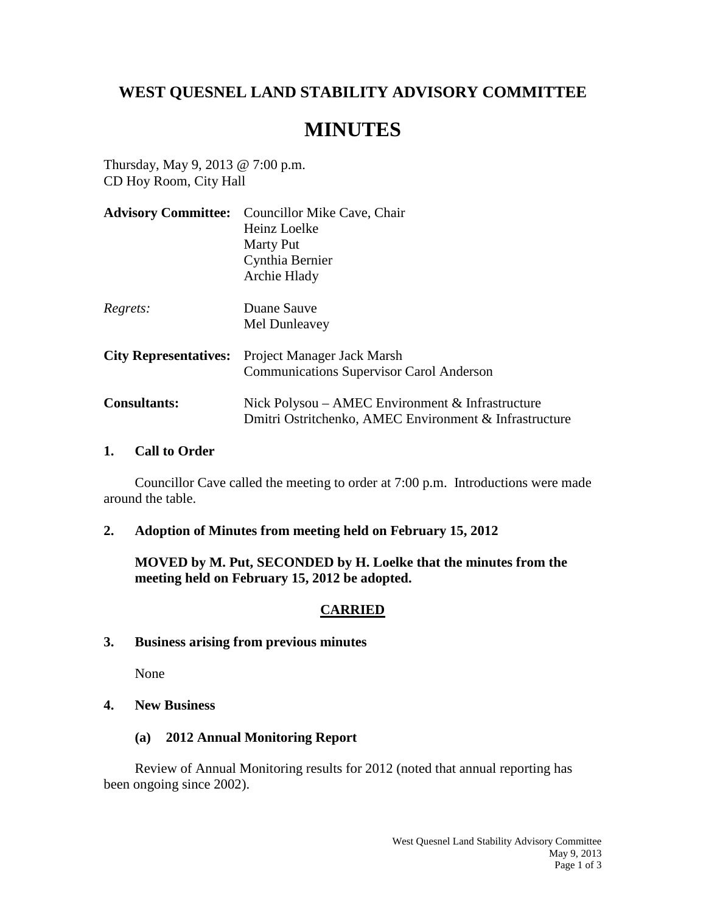# WEST QUESNEL LAND STABILITY ADVISORY COMMITTEE

# MINUTES

Thursday, May 9, 2013 @ 7:00 p.m.
CD Hoy Room, City Hall

**Advisory Committee:** Councillor Mike Cave, Chair
Heinz Loelke
Marty Put
Cynthia Bernier
Archie Hlady

*Regrets:* Duane Sauve
Mel Dunleavey

**City Representatives:** Project Manager Jack Marsh
Communications Supervisor Carol Anderson

**Consultants:** Nick Polysou – AMEC Environment & Infrastructure
Dmitri Ostritchenko, AMEC Environment & Infrastructure

## 1. Call to Order

Councillor Cave called the meeting to order at 7:00 p.m. Introductions were made around the table.

## 2. Adoption of Minutes from meeting held on February 15, 2012

**MOVED by M. Put, SECONDED by H. Loelke that the minutes from the meeting held on February 15, 2012 be adopted.**

**CARRIED**

## 3. Business arising from previous minutes

None

## 4. New Business

### (a) 2012 Annual Monitoring Report

Review of Annual Monitoring results for 2012 (noted that annual reporting has been ongoing since 2002).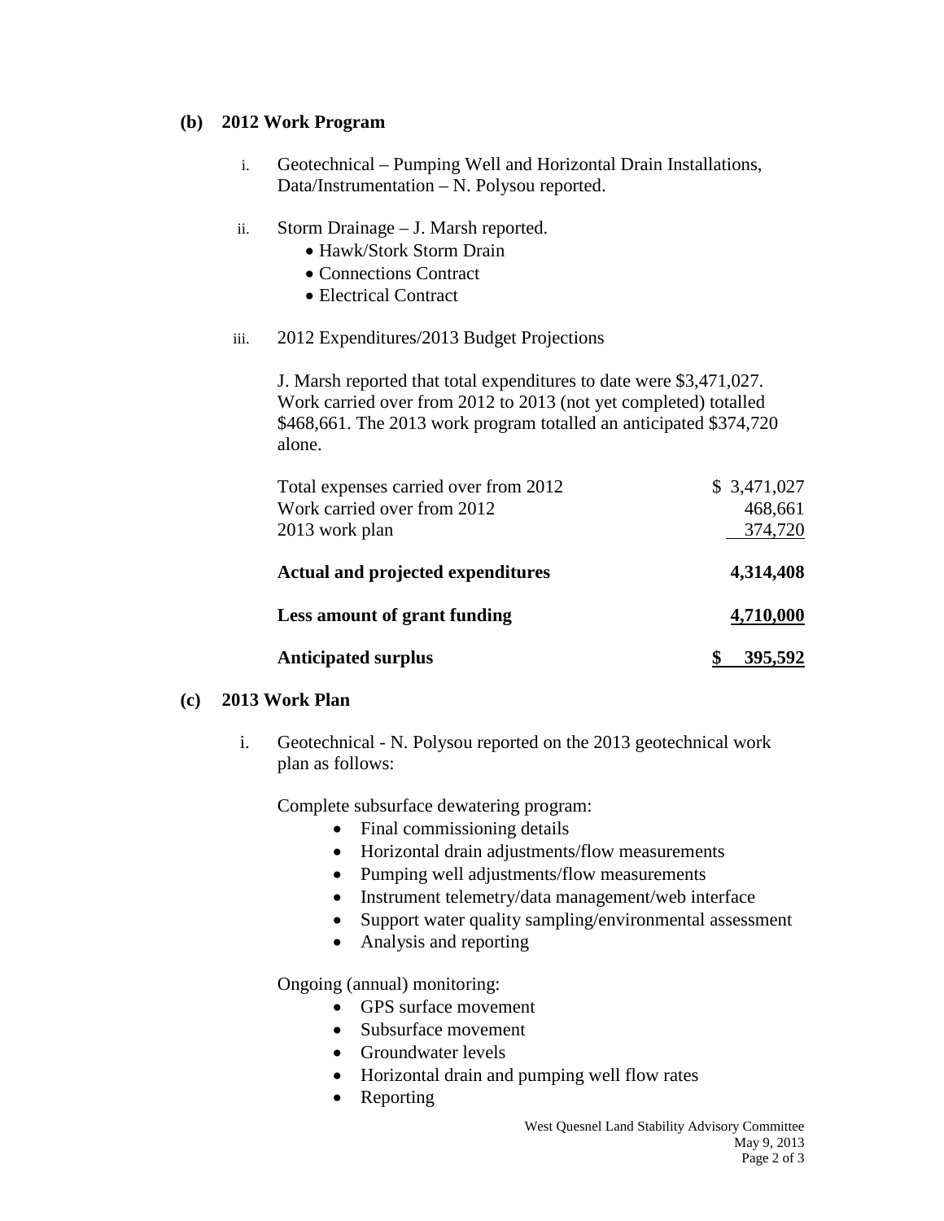**(b) 2012 Work Program**

i. Geotechnical – Pumping Well and Horizontal Drain Installations, Data/Instrumentation – N. Polysou reported.

ii. Storm Drainage – J. Marsh reported.
   - Hawk/Stork Storm Drain
   - Connections Contract
   - Electrical Contract

iii. 2012 Expenditures/2013 Budget Projections

J. Marsh reported that total expenditures to date were $3,471,027. Work carried over from 2012 to 2013 (not yet completed) totalled $468,661. The 2013 work program totalled an anticipated $374,720 alone.

| | |
|---|---|
| Total expenses carried over from 2012 | $ 3,471,027 |
| Work carried over from 2012 | 468,661 |
| 2013 work plan | 374,720 |
| **Actual and projected expenditures** | **4,314,408** |
| **Less amount of grant funding** | **4,710,000** |
| **Anticipated surplus** | **$ 395,592** |

**(c) 2013 Work Plan**

i. Geotechnical - N. Polysou reported on the 2013 geotechnical work plan as follows:

Complete subsurface dewatering program:
- Final commissioning details
- Horizontal drain adjustments/flow measurements
- Pumping well adjustments/flow measurements
- Instrument telemetry/data management/web interface
- Support water quality sampling/environmental assessment
- Analysis and reporting

Ongoing (annual) monitoring:
- GPS surface movement
- Subsurface movement
- Groundwater levels
- Horizontal drain and pumping well flow rates
- Reporting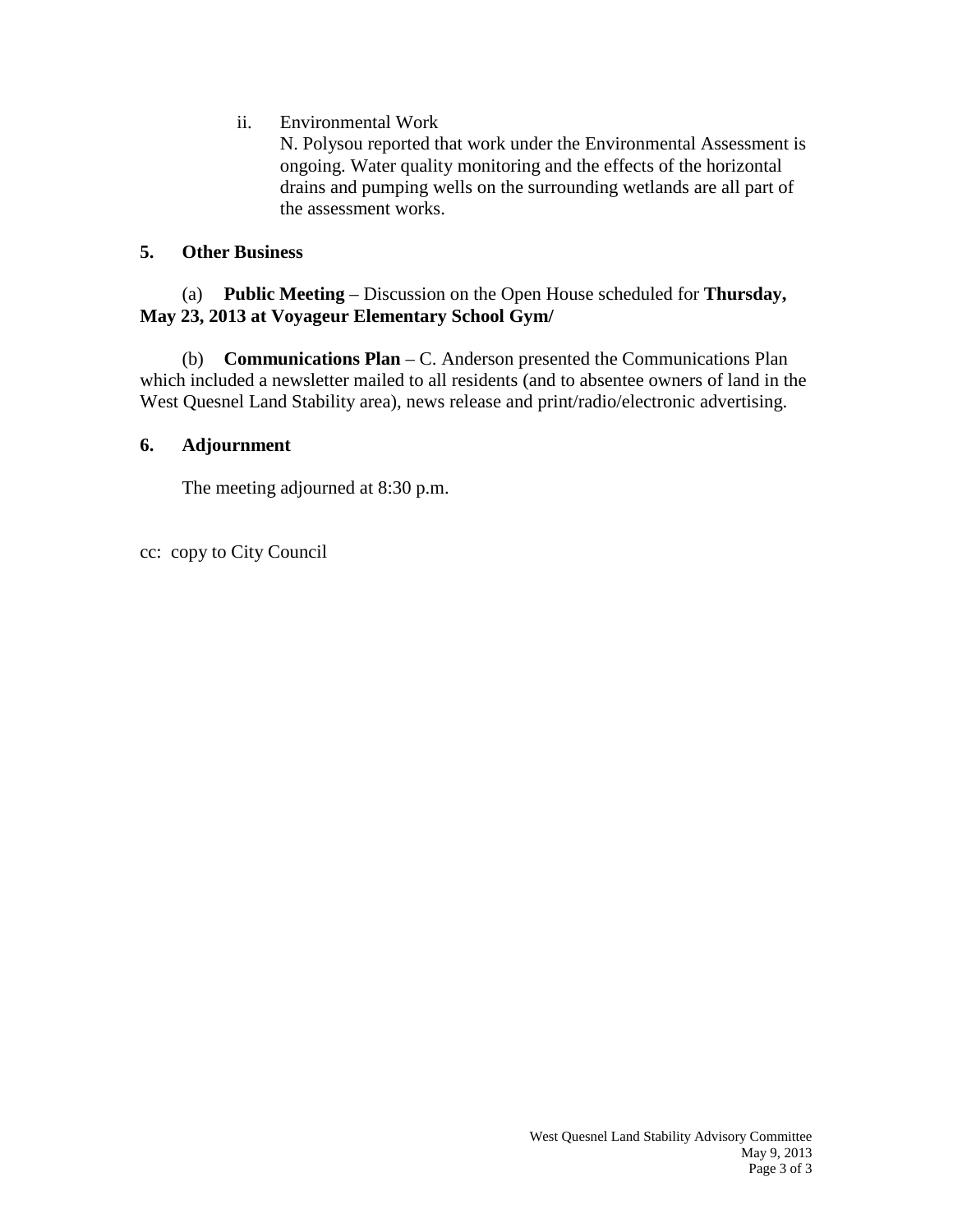ii. Environmental Work

N. Polysou reported that work under the Environmental Assessment is ongoing. Water quality monitoring and the effects of the horizontal drains and pumping wells on the surrounding wetlands are all part of the assessment works.

## 5. Other Business

(a) **Public Meeting** – Discussion on the Open House scheduled for **Thursday, May 23, 2013 at Voyageur Elementary School Gym/**

(b) **Communications Plan** – C. Anderson presented the Communications Plan which included a newsletter mailed to all residents (and to absentee owners of land in the West Quesnel Land Stability area), news release and print/radio/electronic advertising.

## 6. Adjournment

The meeting adjourned at 8:30 p.m.

cc: copy to City Council